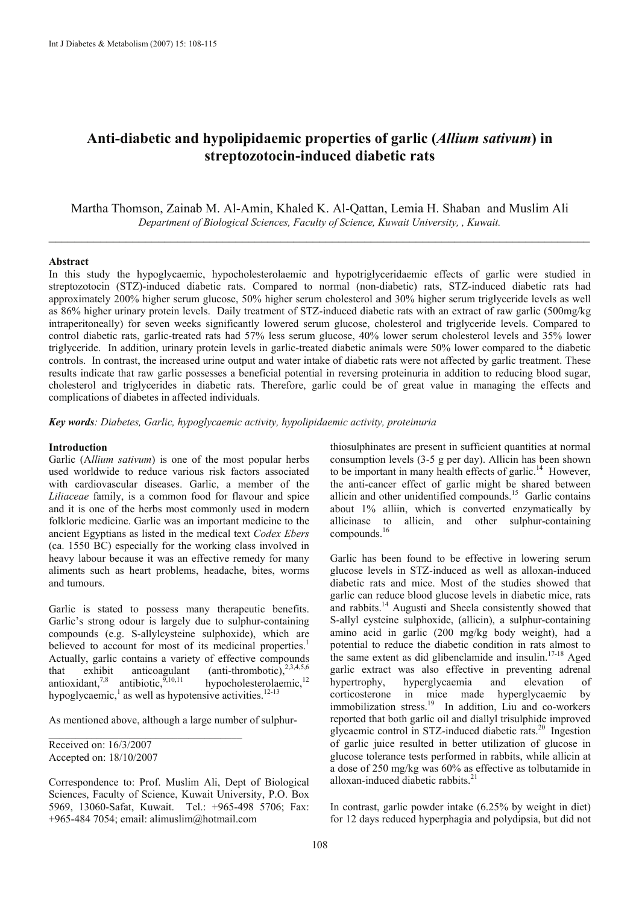# Anti-diabetic and hypolipidaemic properties of garlic (*Allium sativum*) in streptozotocin-induced diabetic rats

Martha Thomson, Zainab M. Al-Amin, Khaled K. Al-Qattan, Lemia H. Shaban and Muslim Ali

*Department of Biological Sciences, Faculty of Science, Kuwait University, , Kuwait.*

---

**Abstract**

In this study the hypoglycaemic, hypocholesterolaemic and hypotriglyceridaemic effects of garlic were studied in streptozotocin (STZ)-induced diabetic rats. Compared to normal (non-diabetic) rats, STZ-induced diabetic rats had approximately 200% higher serum glucose, 50% higher serum cholesterol and 30% higher serum triglyceride levels as well as 86% higher urinary protein levels. Daily treatment of STZ-induced diabetic rats with an extract of raw garlic (500mg/kg intraperitoneally) for seven weeks significantly lowered serum glucose, cholesterol and triglyceride levels. Compared to control diabetic rats, garlic-treated rats had 57% less serum glucose, 40% lower serum cholesterol levels and 35% lower triglyceride. In addition, urinary protein levels in garlic-treated diabetic animals were 50% lower compared to the diabetic controls. In contrast, the increased urine output and water intake of diabetic rats were not affected by garlic treatment. These results indicate that raw garlic possesses a beneficial potential in reversing proteinuria in addition to reducing blood sugar, cholesterol and triglycerides in diabetic rats. Therefore, garlic could be of great value in managing the effects and complications of diabetes in affected individuals.

***Key words**: Diabetes, Garlic, hypoglycaemic activity, hypolipidaemic activity, proteinuria*

**Introduction**

Garlic (*Allium sativum*) is one of the most popular herbs used worldwide to reduce various risk factors associated with cardiovascular diseases. Garlic, a member of the *Liliaceae* family, is a common food for flavour and spice and it is one of the herbs most commonly used in modern folkloric medicine. Garlic was an important medicine to the ancient Egyptians as listed in the medical text *Codex Ebers* (ca. 1550 BC) especially for the working class involved in heavy labour because it was an effective remedy for many aliments such as heart problems, headache, bites, worms and tumours.

Garlic is stated to possess many therapeutic benefits. Garlic's strong odour is largely due to sulphur-containing compounds (e.g. S-allylcysteine sulphoxide), which are believed to account for most of its medicinal properties.[1] Actually, garlic contains a variety of effective compounds that exhibit anticoagulant (anti-thrombotic),[2,3,4,5,6] antioxidant,[7,8] antibiotic,[9,10,11] hypocholesterolaemic,[12] hypoglycaemic,[1] as well as hypotensive activities.[12-13]

As mentioned above, although a large number of sulphur-thiosulphinates are present in sufficient quantities at normal consumption levels (3-5 g per day). Allicin has been shown to be important in many health effects of garlic.[14] However, the anti-cancer effect of garlic might be shared between allicin and other unidentified compounds.[15] Garlic contains about 1% alliin, which is converted enzymatically by allicinase to allicin, and other sulphur-containing compounds.[16]

Garlic has been found to be effective in lowering serum glucose levels in STZ-induced as well as alloxan-induced diabetic rats and mice. Most of the studies showed that garlic can reduce blood glucose levels in diabetic mice, rats and rabbits.[14] Augusti and Sheela consistently showed that S-allyl cysteine sulphoxide, (allicin), a sulphur-containing amino acid in garlic (200 mg/kg body weight), had a potential to reduce the diabetic condition in rats almost to the same extent as did glibenclamide and insulin.[17-18] Aged garlic extract was also effective in preventing adrenal hypertrophy, hyperglycaemia and elevation of corticosterone in mice made hyperglycaemic by immobilization stress.[19] In addition, Liu and co-workers reported that both garlic oil and diallyl trisulphide improved glycaemic control in STZ-induced diabetic rats.[20] Ingestion of garlic juice resulted in better utilization of glucose in glucose tolerance tests performed in rabbits, while allicin at a dose of 250 mg/kg was 60% as effective as tolbutamide in alloxan-induced diabetic rabbits.[21]

In contrast, garlic powder intake (6.25% by weight in diet) for 12 days reduced hyperphagia and polydipsia, but did not

---

Received on: 16/3/2007
Accepted on: 18/10/2007

Correspondence to: Prof. Muslim Ali, Dept of Biological Sciences, Faculty of Science, Kuwait University, P.O. Box 5969, 13060-Safat, Kuwait. Tel.: +965-498 5706; Fax: +965-484 7054; email: alimuslim@hotmail.com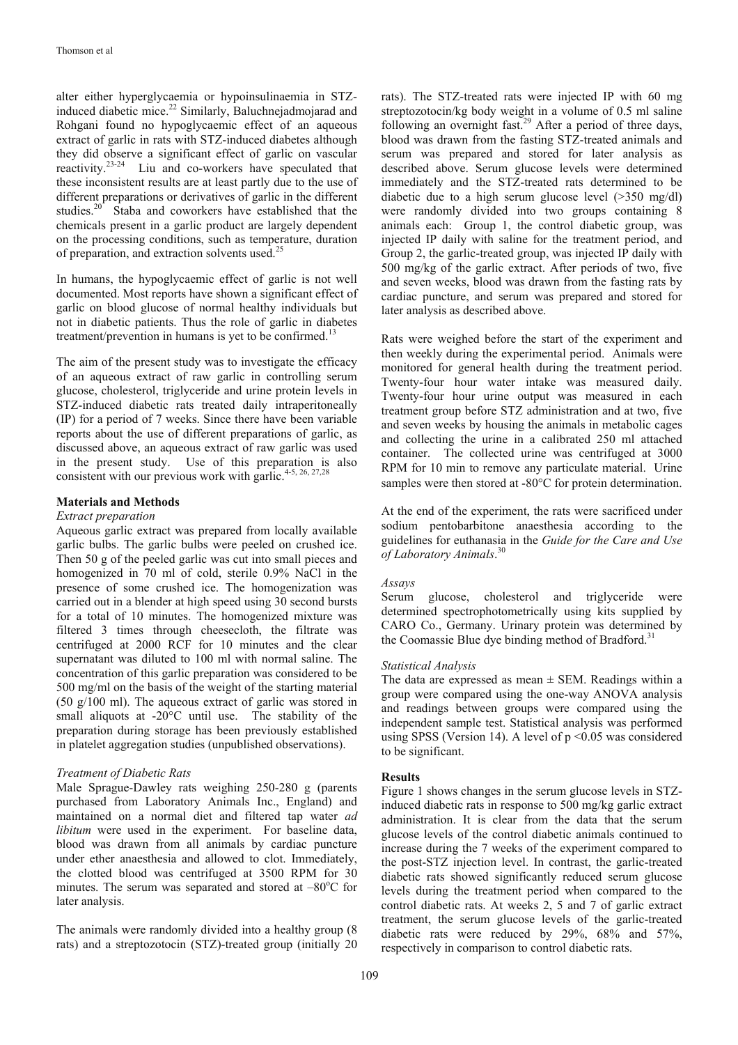alter either hyperglycaemia or hypoinsulinaemia in STZ-induced diabetic mice.[22] Similarly, Baluchnejadmojarad and Rohgani found no hypoglycaemic effect of an aqueous extract of garlic in rats with STZ-induced diabetes although they did observe a significant effect of garlic on vascular reactivity.[23-24] Liu and co-workers have speculated that these inconsistent results are at least partly due to the use of different preparations or derivatives of garlic in the different studies.[20] Staba and coworkers have established that the chemicals present in a garlic product are largely dependent on the processing conditions, such as temperature, duration of preparation, and extraction solvents used.[25]

In humans, the hypoglycaemic effect of garlic is not well documented. Most reports have shown a significant effect of garlic on blood glucose of normal healthy individuals but not in diabetic patients. Thus the role of garlic in diabetes treatment/prevention in humans is yet to be confirmed.[13]

The aim of the present study was to investigate the efficacy of an aqueous extract of raw garlic in controlling serum glucose, cholesterol, triglyceride and urine protein levels in STZ-induced diabetic rats treated daily intraperitoneally (IP) for a period of 7 weeks. Since there have been variable reports about the use of different preparations of garlic, as discussed above, an aqueous extract of raw garlic was used in the present study. Use of this preparation is also consistent with our previous work with garlic.[4-5, 26, 27,28]

## Materials and Methods

### *Extract preparation*

Aqueous garlic extract was prepared from locally available garlic bulbs. The garlic bulbs were peeled on crushed ice. Then 50 g of the peeled garlic was cut into small pieces and homogenized in 70 ml of cold, sterile 0.9% NaCl in the presence of some crushed ice. The homogenization was carried out in a blender at high speed using 30 second bursts for a total of 10 minutes. The homogenized mixture was filtered 3 times through cheesecloth, the filtrate was centrifuged at 2000 RCF for 10 minutes and the clear supernatant was diluted to 100 ml with normal saline. The concentration of this garlic preparation was considered to be 500 mg/ml on the basis of the weight of the starting material (50 g/100 ml). The aqueous extract of garlic was stored in small aliquots at -20°C until use. The stability of the preparation during storage has been previously established in platelet aggregation studies (unpublished observations).

### *Treatment of Diabetic Rats*

Male Sprague-Dawley rats weighing 250-280 g (parents purchased from Laboratory Animals Inc., England) and maintained on a normal diet and filtered tap water *ad libitum* were used in the experiment. For baseline data, blood was drawn from all animals by cardiac puncture under ether anaesthesia and allowed to clot. Immediately, the clotted blood was centrifuged at 3500 RPM for 30 minutes. The serum was separated and stored at –80°C for later analysis.

The animals were randomly divided into a healthy group (8 rats) and a streptozotocin (STZ)-treated group (initially 20 rats). The STZ-treated rats were injected IP with 60 mg streptozotocin/kg body weight in a volume of 0.5 ml saline following an overnight fast.[29] After a period of three days, blood was drawn from the fasting STZ-treated animals and serum was prepared and stored for later analysis as described above. Serum glucose levels were determined immediately and the STZ-treated rats determined to be diabetic due to a high serum glucose level (>350 mg/dl) were randomly divided into two groups containing 8 animals each: Group 1, the control diabetic group, was injected IP daily with saline for the treatment period, and Group 2, the garlic-treated group, was injected IP daily with 500 mg/kg of the garlic extract. After periods of two, five and seven weeks, blood was drawn from the fasting rats by cardiac puncture, and serum was prepared and stored for later analysis as described above.

Rats were weighed before the start of the experiment and then weekly during the experimental period. Animals were monitored for general health during the treatment period. Twenty-four hour water intake was measured daily. Twenty-four hour urine output was measured in each treatment group before STZ administration and at two, five and seven weeks by housing the animals in metabolic cages and collecting the urine in a calibrated 250 ml attached container. The collected urine was centrifuged at 3000 RPM for 10 min to remove any particulate material. Urine samples were then stored at -80°C for protein determination.

At the end of the experiment, the rats were sacrificed under sodium pentobarbitone anaesthesia according to the guidelines for euthanasia in the *Guide for the Care and Use of Laboratory Animals*.[30]

### *Assays*

Serum glucose, cholesterol and triglyceride were determined spectrophotometrically using kits supplied by CARO Co., Germany. Urinary protein was determined by the Coomassie Blue dye binding method of Bradford.[31]

### *Statistical Analysis*

The data are expressed as mean ± SEM. Readings within a group were compared using the one-way ANOVA analysis and readings between groups were compared using the independent sample test. Statistical analysis was performed using SPSS (Version 14). A level of $p < 0.05$ was considered to be significant.

## Results

Figure 1 shows changes in the serum glucose levels in STZ-induced diabetic rats in response to 500 mg/kg garlic extract administration. It is clear from the data that the serum glucose levels of the control diabetic animals continued to increase during the 7 weeks of the experiment compared to the post-STZ injection level. In contrast, the garlic-treated diabetic rats showed significantly reduced serum glucose levels during the treatment period when compared to the control diabetic rats. At weeks 2, 5 and 7 of garlic extract treatment, the serum glucose levels of the garlic-treated diabetic rats were reduced by 29%, 68% and 57%, respectively in comparison to control diabetic rats.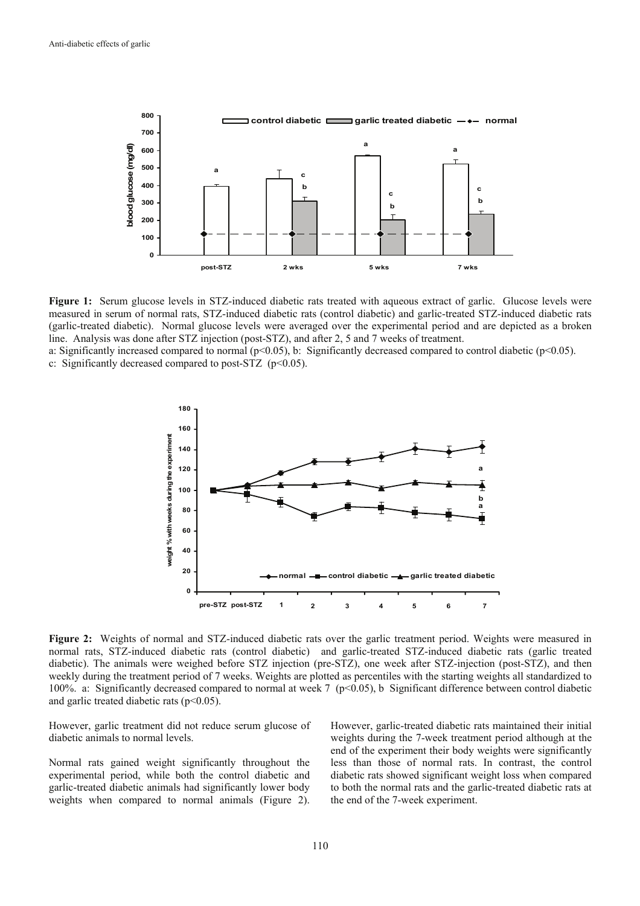**Figure 1:** Serum glucose levels in STZ-induced diabetic rats treated with aqueous extract of garlic. Glucose levels were measured in serum of normal rats, STZ-induced diabetic rats (control diabetic) and garlic-treated STZ-induced diabetic rats (garlic-treated diabetic). Normal glucose levels were averaged over the experimental period and are depicted as a broken line. Analysis was done after STZ injection (post-STZ), and after 2, 5 and 7 weeks of treatment.
a: Significantly increased compared to normal ($p<0.05$), b: Significantly decreased compared to control diabetic ($p<0.05$).
c: Significantly decreased compared to post-STZ ($p<0.05$).

**Figure 2:** Weights of normal and STZ-induced diabetic rats over the garlic treatment period. Weights were measured in normal rats, STZ-induced diabetic rats (control diabetic) and garlic-treated STZ-induced diabetic rats (garlic treated diabetic). The animals were weighed before STZ injection (pre-STZ), one week after STZ-injection (post-STZ), and then weekly during the treatment period of 7 weeks. Weights are plotted as percentiles with the starting weights all standardized to 100%. a: Significantly decreased compared to normal at week 7 ($p<0.05$), b Significant difference between control diabetic and garlic treated diabetic rats ($p<0.05$).

However, garlic treatment did not reduce serum glucose of diabetic animals to normal levels.

Normal rats gained weight significantly throughout the experimental period, while both the control diabetic and garlic-treated diabetic animals had significantly lower body weights when compared to normal animals (Figure 2). However, garlic-treated diabetic rats maintained their initial weights during the 7-week treatment period although at the end of the experiment their body weights were significantly less than those of normal rats. In contrast, the control diabetic rats showed significant weight loss when compared to both the normal rats and the garlic-treated diabetic rats at the end of the 7-week experiment.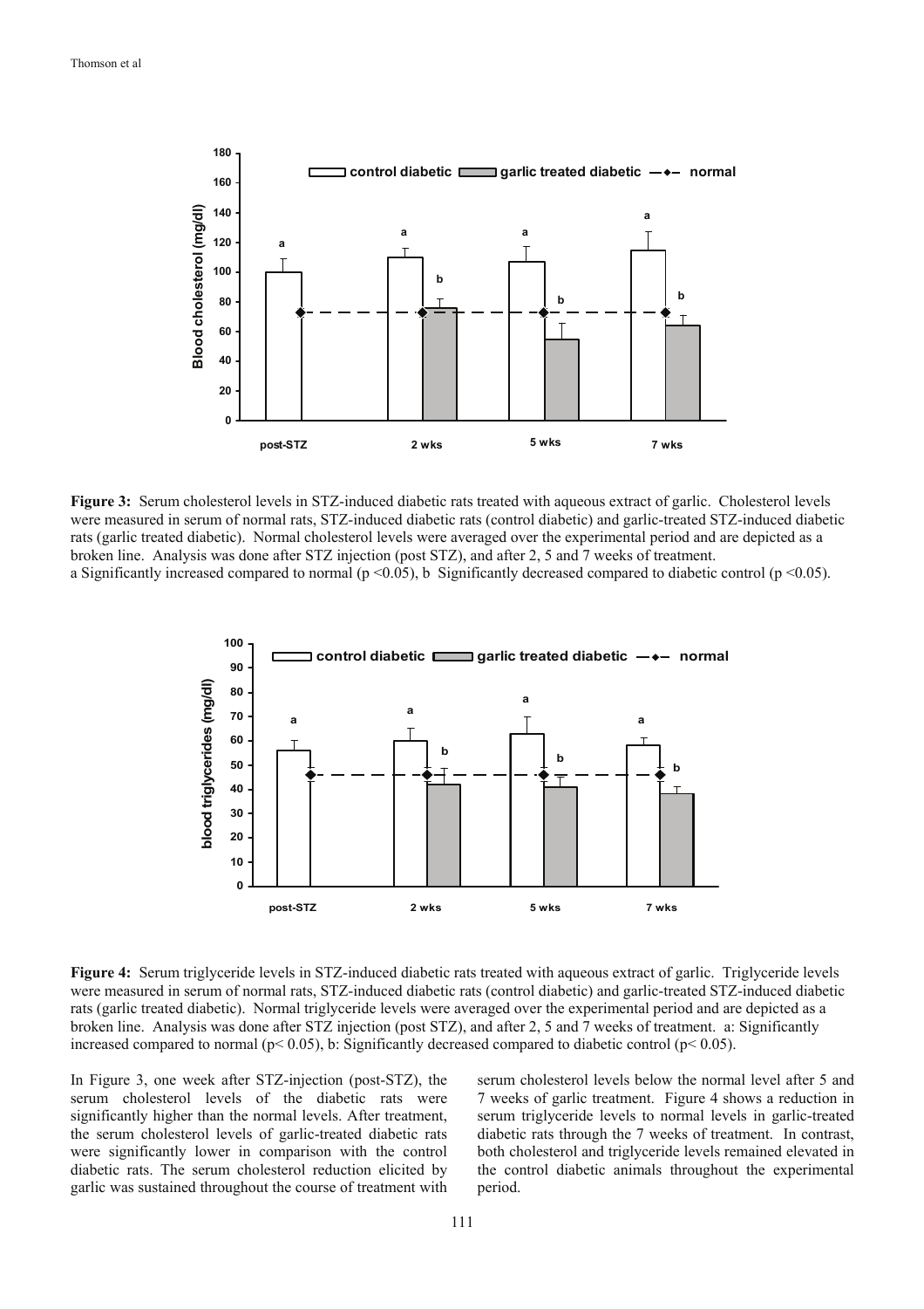**Figure 3:** Serum cholesterol levels in STZ-induced diabetic rats treated with aqueous extract of garlic. Cholesterol levels were measured in serum of normal rats, STZ-induced diabetic rats (control diabetic) and garlic-treated STZ-induced diabetic rats (garlic treated diabetic). Normal cholesterol levels were averaged over the experimental period and are depicted as a broken line. Analysis was done after STZ injection (post STZ), and after 2, 5 and 7 weeks of treatment.
a Significantly increased compared to normal ($p < 0.05$), b Significantly decreased compared to diabetic control ($p < 0.05$).

**Figure 4:** Serum triglyceride levels in STZ-induced diabetic rats treated with aqueous extract of garlic. Triglyceride levels were measured in serum of normal rats, STZ-induced diabetic rats (control diabetic) and garlic-treated STZ-induced diabetic rats (garlic treated diabetic). Normal triglyceride levels were averaged over the experimental period and are depicted as a broken line. Analysis was done after STZ injection (post STZ), and after 2, 5 and 7 weeks of treatment. a: Significantly increased compared to normal ($p < 0.05$), b: Significantly decreased compared to diabetic control ($p < 0.05$).

In Figure 3, one week after STZ-injection (post-STZ), the serum cholesterol levels of the diabetic rats were significantly higher than the normal levels. After treatment, the serum cholesterol levels of garlic-treated diabetic rats were significantly lower in comparison with the control diabetic rats. The serum cholesterol reduction elicited by garlic was sustained throughout the course of treatment with serum cholesterol levels below the normal level after 5 and 7 weeks of garlic treatment. Figure 4 shows a reduction in serum triglyceride levels to normal levels in garlic-treated diabetic rats through the 7 weeks of treatment. In contrast, both cholesterol and triglyceride levels remained elevated in the control diabetic animals throughout the experimental period.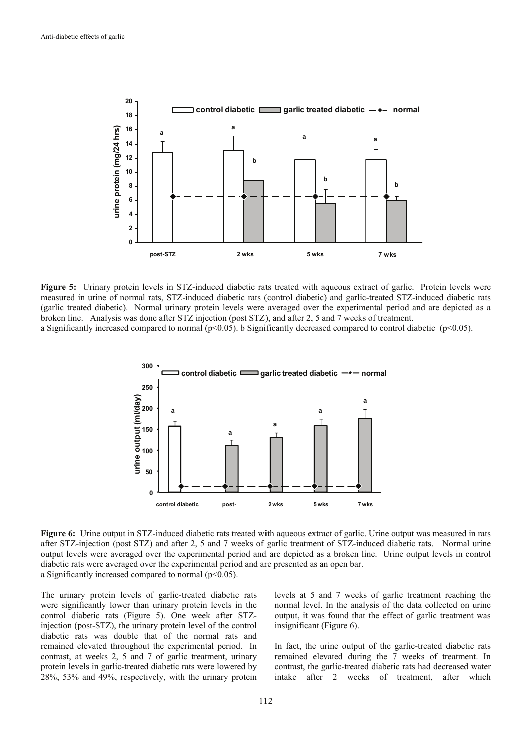**Figure 5:** Urinary protein levels in STZ-induced diabetic rats treated with aqueous extract of garlic. Protein levels were measured in urine of normal rats, STZ-induced diabetic rats (control diabetic) and garlic-treated STZ-induced diabetic rats (garlic treated diabetic). Normal urinary protein levels were averaged over the experimental period and are depicted as a broken line. Analysis was done after STZ injection (post STZ), and after 2, 5 and 7 weeks of treatment.
a Significantly increased compared to normal ($p<0.05$). b Significantly decreased compared to control diabetic ($p<0.05$).

**Figure 6:** Urine output in STZ-induced diabetic rats treated with aqueous extract of garlic. Urine output was measured in rats after STZ-injection (post STZ) and after 2, 5 and 7 weeks of garlic treatment of STZ-induced diabetic rats. Normal urine output levels were averaged over the experimental period and are depicted as a broken line. Urine output levels in control diabetic rats were averaged over the experimental period and are presented as an open bar.
a Significantly increased compared to normal ($p<0.05$).

The urinary protein levels of garlic-treated diabetic rats were significantly lower than urinary protein levels in the control diabetic rats (Figure 5). One week after STZ-injection (post-STZ), the urinary protein level of the control diabetic rats was double that of the normal rats and remained elevated throughout the experimental period. In contrast, at weeks 2, 5 and 7 of garlic treatment, urinary protein levels in garlic-treated diabetic rats were lowered by 28%, 53% and 49%, respectively, with the urinary protein levels at 5 and 7 weeks of garlic treatment reaching the normal level. In the analysis of the data collected on urine output, it was found that the effect of garlic treatment was insignificant (Figure 6).

In fact, the urine output of the garlic-treated diabetic rats remained elevated during the 7 weeks of treatment. In contrast, the garlic-treated diabetic rats had decreased water intake after 2 weeks of treatment, after which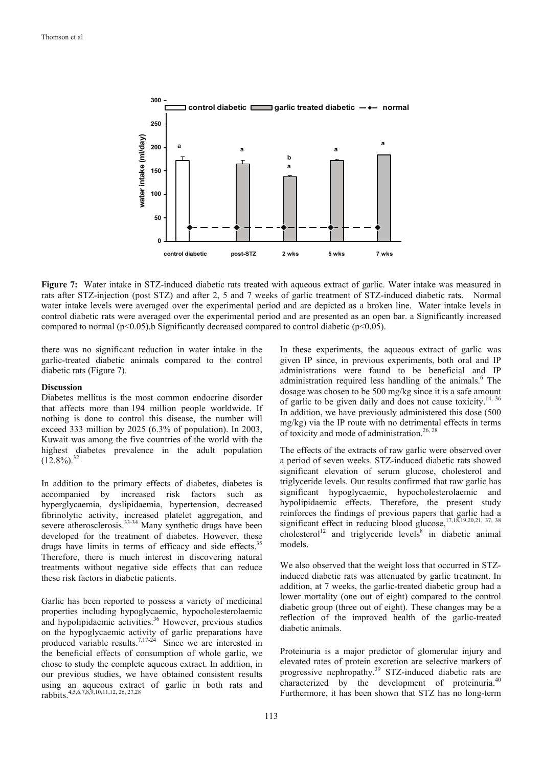**Figure 7:** Water intake in STZ-induced diabetic rats treated with aqueous extract of garlic. Water intake was measured in rats after STZ-injection (post STZ) and after 2, 5 and 7 weeks of garlic treatment of STZ-induced diabetic rats. Normal water intake levels were averaged over the experimental period and are depicted as a broken line. Water intake levels in control diabetic rats were averaged over the experimental period and are presented as an open bar. a Significantly increased compared to normal ($p<0.05$). b Significantly decreased compared to control diabetic ($p<0.05$).

there was no significant reduction in water intake in the garlic-treated diabetic animals compared to the control diabetic rats (Figure 7).

## Discussion

Diabetes mellitus is the most common endocrine disorder that affects more than 194 million people worldwide. If nothing is done to control this disease, the number will exceed 333 million by 2025 (6.3% of population). In 2003, Kuwait was among the five countries of the world with the highest diabetes prevalence in the adult population (12.8%).[32]

In addition to the primary effects of diabetes, diabetes is accompanied by increased risk factors such as hyperglycaemia, dyslipidaemia, hypertension, decreased fibrinolytic activity, increased platelet aggregation, and severe atherosclerosis.[33-34] Many synthetic drugs have been developed for the treatment of diabetes. However, these drugs have limits in terms of efficacy and side effects.[35] Therefore, there is much interest in discovering natural treatments without negative side effects that can reduce these risk factors in diabetic patients.

Garlic has been reported to possess a variety of medicinal properties including hypoglycaemic, hypocholesterolaemic and hypolipidaemic activities.[36] However, previous studies on the hypoglycaemic activity of garlic preparations have produced variable results.[7,17-24] Since we are interested in the beneficial effects of consumption of whole garlic, we chose to study the complete aqueous extract. In addition, in our previous studies, we have obtained consistent results using an aqueous extract of garlic in both rats and rabbits.[4,5,6,7,8,9,10,11,12, 26, 27,28]

In these experiments, the aqueous extract of garlic was given IP since, in previous experiments, both oral and IP administrations were found to be beneficial and IP administration required less handling of the animals.[6] The dosage was chosen to be 500 mg/kg since it is a safe amount of garlic to be given daily and does not cause toxicity.[14, 36] In addition, we have previously administered this dose (500 mg/kg) via the IP route with no detrimental effects in terms of toxicity and mode of administration.[26, 28]

The effects of the extracts of raw garlic were observed over a period of seven weeks. STZ-induced diabetic rats showed significant elevation of serum glucose, cholesterol and triglyceride levels. Our results confirmed that raw garlic has significant hypoglycaemic, hypocholesterolaemic and hypolipidaemic effects. Therefore, the present study reinforces the findings of previous papers that garlic had a significant effect in reducing blood glucose,[17,18,19,20,21, 37, 38] cholesterol[12] and triglyceride levels[8] in diabetic animal models.

We also observed that the weight loss that occurred in STZ-induced diabetic rats was attenuated by garlic treatment. In addition, at 7 weeks, the garlic-treated diabetic group had a lower mortality (one out of eight) compared to the control diabetic group (three out of eight). These changes may be a reflection of the improved health of the garlic-treated diabetic animals.

Proteinuria is a major predictor of glomerular injury and elevated rates of protein excretion are selective markers of progressive nephropathy.[39] STZ-induced diabetic rats are characterized by the development of proteinuria.[40] Furthermore, it has been shown that STZ has no long-term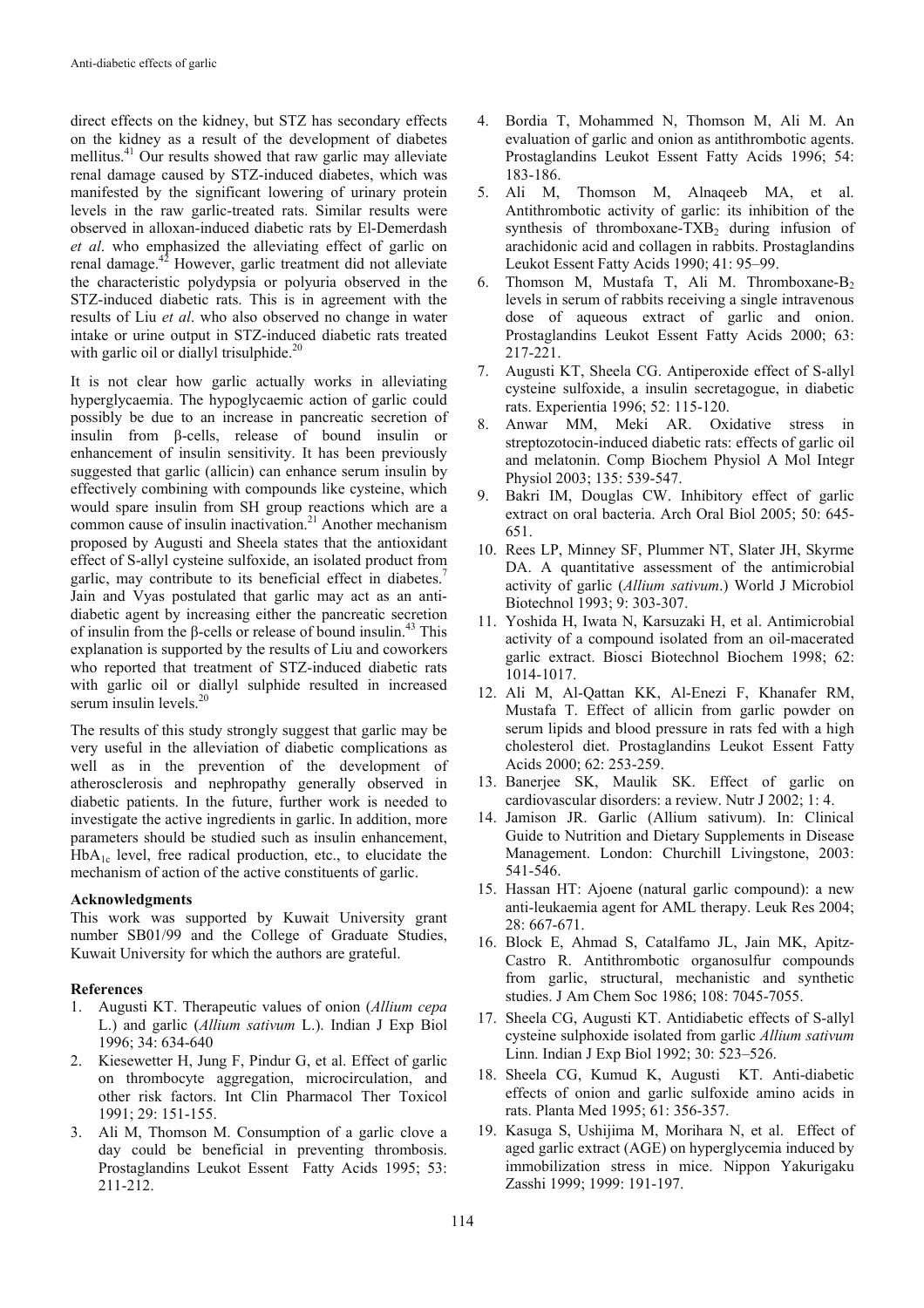direct effects on the kidney, but STZ has secondary effects on the kidney as a result of the development of diabetes mellitus.[41] Our results showed that raw garlic may alleviate renal damage caused by STZ-induced diabetes, which was manifested by the significant lowering of urinary protein levels in the raw garlic-treated rats. Similar results were observed in alloxan-induced diabetic rats by El-Demerdash *et al*. who emphasized the alleviating effect of garlic on renal damage.[42] However, garlic treatment did not alleviate the characteristic polydypsia or polyuria observed in the STZ-induced diabetic rats. This is in agreement with the results of Liu *et al*. who also observed no change in water intake or urine output in STZ-induced diabetic rats treated with garlic oil or diallyl trisulphide.[20]

It is not clear how garlic actually works in alleviating hyperglycaemia. The hypoglycaemic action of garlic could possibly be due to an increase in pancreatic secretion of insulin from β-cells, release of bound insulin or enhancement of insulin sensitivity. It has been previously suggested that garlic (allicin) can enhance serum insulin by effectively combining with compounds like cysteine, which would spare insulin from SH group reactions which are a common cause of insulin inactivation.[21] Another mechanism proposed by Augusti and Sheela states that the antioxidant effect of S-allyl cysteine sulfoxide, an isolated product from garlic, may contribute to its beneficial effect in diabetes.[7] Jain and Vyas postulated that garlic may act as an anti-diabetic agent by increasing either the pancreatic secretion of insulin from the β-cells or release of bound insulin.[43] This explanation is supported by the results of Liu and coworkers who reported that treatment of STZ-induced diabetic rats with garlic oil or diallyl sulphide resulted in increased serum insulin levels.[20]

The results of this study strongly suggest that garlic may be very useful in the alleviation of diabetic complications as well as in the prevention of the development of atherosclerosis and nephropathy generally observed in diabetic patients. In the future, further work is needed to investigate the active ingredients in garlic. In addition, more parameters should be studied such as insulin enhancement, $HbA_{1c}$ level, free radical production, etc., to elucidate the mechanism of action of the active constituents of garlic.

#### Acknowledgments

This work was supported by Kuwait University grant number SB01/99 and the College of Graduate Studies, Kuwait University for which the authors are grateful.

#### References

1. Augusti KT. Therapeutic values of onion (*Allium cepa* L.) and garlic (*Allium sativum* L.). Indian J Exp Biol 1996; 34: 634-640
2. Kiesewetter H, Jung F, Pindur G, et al. Effect of garlic on thrombocyte aggregation, microcirculation, and other risk factors. Int Clin Pharmacol Ther Toxicol 1991; 29: 151-155.
3. Ali M, Thomson M. Consumption of a garlic clove a day could be beneficial in preventing thrombosis. Prostaglandins Leukot Essent Fatty Acids 1995; 53: 211-212.
4. Bordia T, Mohammed N, Thomson M, Ali M. An evaluation of garlic and onion as antithrombotic agents. Prostaglandins Leukot Essent Fatty Acids 1996; 54: 183-186.
5. Ali M, Thomson M, Alnaqeeb MA, et al. Antithrombotic activity of garlic: its inhibition of the synthesis of thromboxane-$TXB_2$ during infusion of arachidonic acid and collagen in rabbits. Prostaglandins Leukot Essent Fatty Acids 1990; 41: 95–99.
6. Thomson M, Mustafa T, Ali M. Thromboxane-$B_2$ levels in serum of rabbits receiving a single intravenous dose of aqueous extract of garlic and onion. Prostaglandins Leukot Essent Fatty Acids 2000; 63: 217-221.
7. Augusti KT, Sheela CG. Antiperoxide effect of S-allyl cysteine sulfoxide, a insulin secretagogue, in diabetic rats. Experientia 1996; 52: 115-120.
8. Anwar MM, Meki AR. Oxidative stress in streptozotocin-induced diabetic rats: effects of garlic oil and melatonin. Comp Biochem Physiol A Mol Integr Physiol 2003; 135: 539-547.
9. Bakri IM, Douglas CW. Inhibitory effect of garlic extract on oral bacteria. Arch Oral Biol 2005; 50: 645-651.
10. Rees LP, Minney SF, Plummer NT, Slater JH, Skyrme DA. A quantitative assessment of the antimicrobial activity of garlic (*Allium sativum*.) World J Microbiol Biotechnol 1993; 9: 303-307.
11. Yoshida H, Iwata N, Karsuzaki H, et al. Antimicrobial activity of a compound isolated from an oil-macerated garlic extract. Biosci Biotechnol Biochem 1998; 62: 1014-1017.
12. Ali M, Al-Qattan KK, Al-Enezi F, Khanafer RM, Mustafa T. Effect of allicin from garlic powder on serum lipids and blood pressure in rats fed with a high cholesterol diet. Prostaglandins Leukot Essent Fatty Acids 2000; 62: 253-259.
13. Banerjee SK, Maulik SK. Effect of garlic on cardiovascular disorders: a review. Nutr J 2002; 1: 4.
14. Jamison JR. Garlic (Allium sativum). In: Clinical Guide to Nutrition and Dietary Supplements in Disease Management. London: Churchill Livingstone, 2003: 541-546.
15. Hassan HT: Ajoene (natural garlic compound): a new anti-leukaemia agent for AML therapy. Leuk Res 2004; 28: 667-671.
16. Block E, Ahmad S, Catalfamo JL, Jain MK, Apitz-Castro R. Antithrombotic organosulfur compounds from garlic, structural, mechanistic and synthetic studies. J Am Chem Soc 1986; 108: 7045-7055.
17. Sheela CG, Augusti KT. Antidiabetic effects of S-allyl cysteine sulphoxide isolated from garlic *Allium sativum* Linn. Indian J Exp Biol 1992; 30: 523–526.
18. Sheela CG, Kumud K, Augusti KT. Anti-diabetic effects of onion and garlic sulfoxide amino acids in rats. Planta Med 1995; 61: 356-357.
19. Kasuga S, Ushijima M, Morihara N, et al. Effect of aged garlic extract (AGE) on hyperglycemia induced by immobilization stress in mice. Nippon Yakurigaku Zasshi 1999; 1999: 191-197.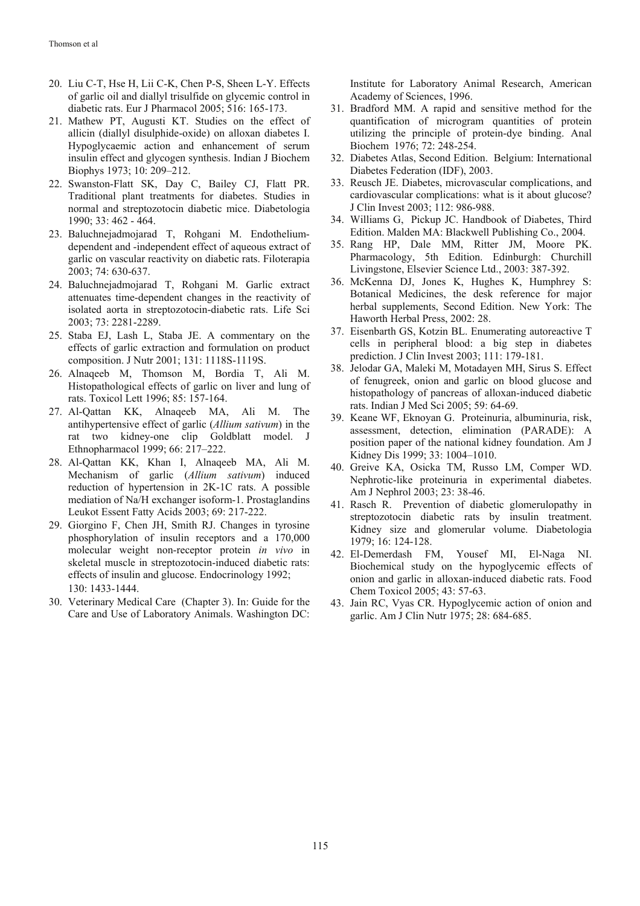20. Liu C-T, Hse H, Lii C-K, Chen P-S, Sheen L-Y. Effects of garlic oil and diallyl trisulfide on glycemic control in diabetic rats. Eur J Pharmacol 2005; 516: 165-173.
21. Mathew PT, Augusti KT. Studies on the effect of allicin (diallyl disulphide-oxide) on alloxan diabetes I. Hypoglycaemic action and enhancement of serum insulin effect and glycogen synthesis. Indian J Biochem Biophys 1973; 10: 209–212.
22. Swanston-Flatt SK, Day C, Bailey CJ, Flatt PR. Traditional plant treatments for diabetes. Studies in normal and streptozotocin diabetic mice. Diabetologia 1990; 33: 462 - 464.
23. Baluchnejadmojarad T, Rohgani M. Endothelium-dependent and -independent effect of aqueous extract of garlic on vascular reactivity on diabetic rats. Filoterapia 2003; 74: 630-637.
24. Baluchnejadmojarad T, Rohgani M. Garlic extract attenuates time-dependent changes in the reactivity of isolated aorta in streptozotocin-diabetic rats. Life Sci 2003; 73: 2281-2289.
25. Staba EJ, Lash L, Staba JE. A commentary on the effects of garlic extraction and formulation on product composition. J Nutr 2001; 131: 1118S-1119S.
26. Alnaqeeb M, Thomson M, Bordia T, Ali M. Histopathological effects of garlic on liver and lung of rats. Toxicol Lett 1996; 85: 157-164.
27. Al-Qattan KK, Alnaqeeb MA, Ali M. The antihypertensive effect of garlic (*Allium sativum*) in the rat two kidney-one clip Goldblatt model. J Ethnopharmacol 1999; 66: 217–222.
28. Al-Qattan KK, Khan I, Alnaqeeb MA, Ali M. Mechanism of garlic (*Allium sativum*) induced reduction of hypertension in 2K-1C rats. A possible mediation of Na/H exchanger isoform-1. Prostaglandins Leukot Essent Fatty Acids 2003; 69: 217-222.
29. Giorgino F, Chen JH, Smith RJ. Changes in tyrosine phosphorylation of insulin receptors and a 170,000 molecular weight non-receptor protein *in vivo* in skeletal muscle in streptozotocin-induced diabetic rats: effects of insulin and glucose. Endocrinology 1992; 130: 1433-1444.
30. Veterinary Medical Care (Chapter 3). In: Guide for the Care and Use of Laboratory Animals. Washington DC: Institute for Laboratory Animal Research, American Academy of Sciences, 1996.
31. Bradford MM. A rapid and sensitive method for the quantification of microgram quantities of protein utilizing the principle of protein-dye binding. Anal Biochem 1976; 72: 248-254.
32. Diabetes Atlas, Second Edition. Belgium: International Diabetes Federation (IDF), 2003.
33. Reusch JE. Diabetes, microvascular complications, and cardiovascular complications: what is it about glucose? J Clin Invest 2003; 112: 986-988.
34. Williams G, Pickup JC. Handbook of Diabetes, Third Edition. Malden MA: Blackwell Publishing Co., 2004.
35. Rang HP, Dale MM, Ritter JM, Moore PK. Pharmacology, 5th Edition. Edinburgh: Churchill Livingstone, Elsevier Science Ltd., 2003: 387-392.
36. McKenna DJ, Jones K, Hughes K, Humphrey S: Botanical Medicines, the desk reference for major herbal supplements, Second Edition. New York: The Haworth Herbal Press, 2002: 28.
37. Eisenbarth GS, Kotzin BL. Enumerating autoreactive T cells in peripheral blood: a big step in diabetes prediction. J Clin Invest 2003; 111: 179-181.
38. Jelodar GA, Maleki M, Motadayen MH, Sirus S. Effect of fenugreek, onion and garlic on blood glucose and histopathology of pancreas of alloxan-induced diabetic rats. Indian J Med Sci 2005; 59: 64-69.
39. Keane WF, Eknoyan G. Proteinuria, albuminuria, risk, assessment, detection, elimination (PARADE): A position paper of the national kidney foundation. Am J Kidney Dis 1999; 33: 1004–1010.
40. Greive KA, Osicka TM, Russo LM, Comper WD. Nephrotic-like proteinuria in experimental diabetes. Am J Nephrol 2003; 23: 38-46.
41. Rasch R. Prevention of diabetic glomerulopathy in streptozotocin diabetic rats by insulin treatment. Kidney size and glomerular volume. Diabetologia 1979; 16: 124-128.
42. El-Demerdash FM, Yousef MI, El-Naga NI. Biochemical study on the hypoglycemic effects of onion and garlic in alloxan-induced diabetic rats. Food Chem Toxicol 2005; 43: 57-63.
43. Jain RC, Vyas CR. Hypoglycemic action of onion and garlic. Am J Clin Nutr 1975; 28: 684-685.